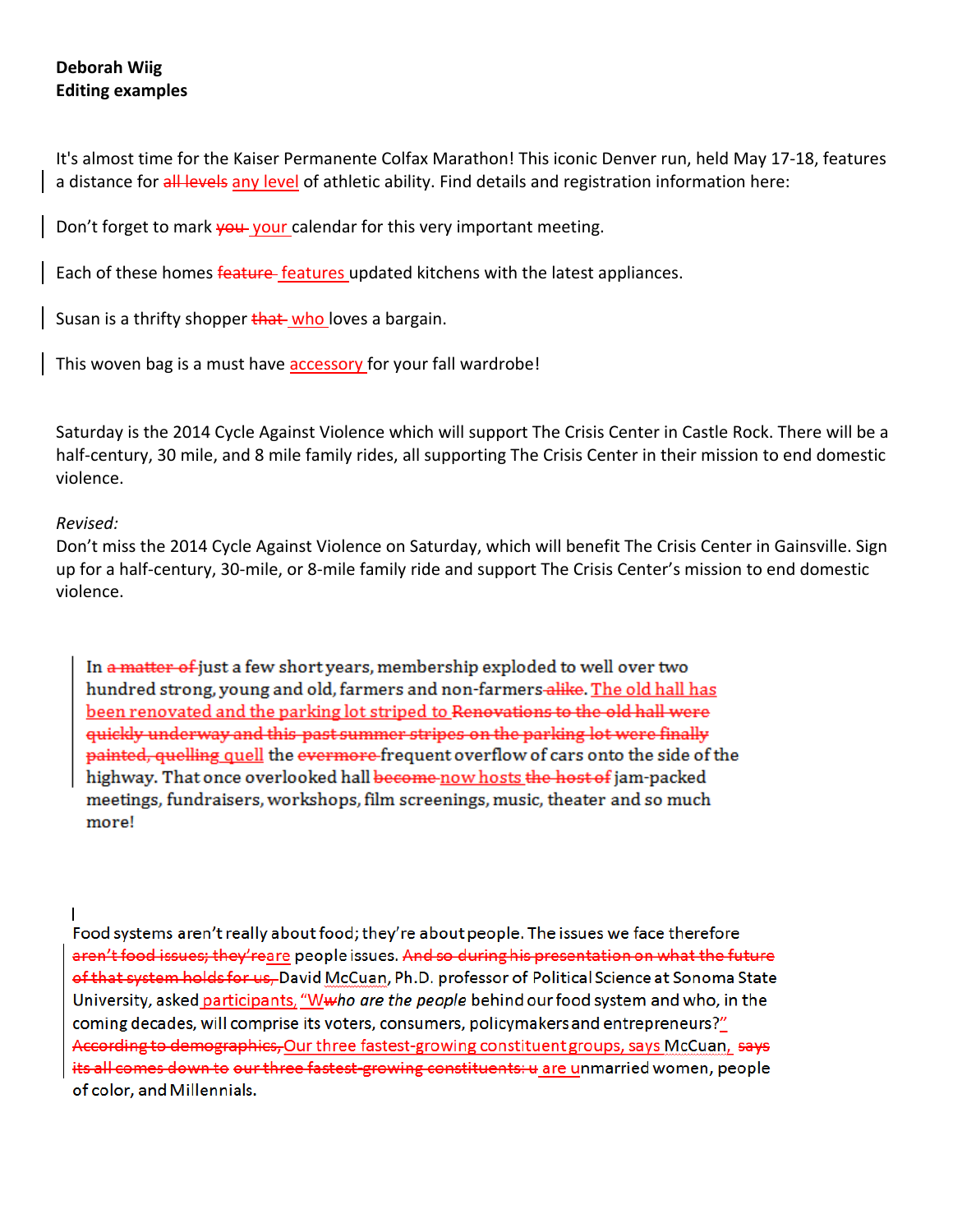**Deborah Wiig**
**Editing examples**

It's almost time for the Kaiser Permanente Colfax Marathon! This iconic Denver run, held May 17-18, features a distance for ~~all levels~~ <u>any level</u> of athletic ability. Find details and registration information here:

Don't forget to mark ~~you~~ <u>your</u> calendar for this very important meeting.

Each of these homes ~~feature~~ <u>features</u> updated kitchens with the latest appliances.

Susan is a thrifty shopper ~~that~~ <u>who</u> loves a bargain.

This woven bag is a must have <u>accessory</u> for your fall wardrobe!

Saturday is the 2014 Cycle Against Violence which will support The Crisis Center in Castle Rock. There will be a half-century, 30 mile, and 8 mile family rides, all supporting The Crisis Center in their mission to end domestic violence.

*Revised:*
Don't miss the 2014 Cycle Against Violence on Saturday, which will benefit The Crisis Center in Gainsville. Sign up for a half-century, 30-mile, or 8-mile family ride and support The Crisis Center's mission to end domestic violence.

In ~~a matter of~~ just a few short years, membership exploded to well over two hundred strong, young and old, farmers and non-farmers ~~alike~~. <u>The old hall has been renovated and the parking lot striped to</u> ~~Renovations to the old hall were quickly underway and this past summer stripes on the parking lot were finally painted, quelling~~ <u>quell</u> the ~~evermore~~ frequent overflow of cars onto the side of the highway. That once overlooked hall ~~become~~ <u>now hosts</u> ~~the host of~~ jam-packed meetings, fundraisers, workshops, film screenings, music, theater and so much more!

Food systems aren't really about food; they're about people. The issues we face therefore ~~aren't food issues; they're~~<u>are</u> people issues. ~~And so during his presentation on what the future of that system holds for us,~~ David McCuan, Ph.D. professor of Political Science at Sonoma State University, asked <u>participants, "W</u>~~w~~*ho are the people* behind our food system and who, in the coming decades, will comprise its voters, consumers, policymakers and entrepreneurs?<u>"</u> ~~According to demographics,~~ <u>Our three fastest-growing constituent groups, says</u> McCuan, ~~says its all comes down to our three fastest-growing constituents: u~~ <u>are u</u>nmarried women, people of color, and Millennials.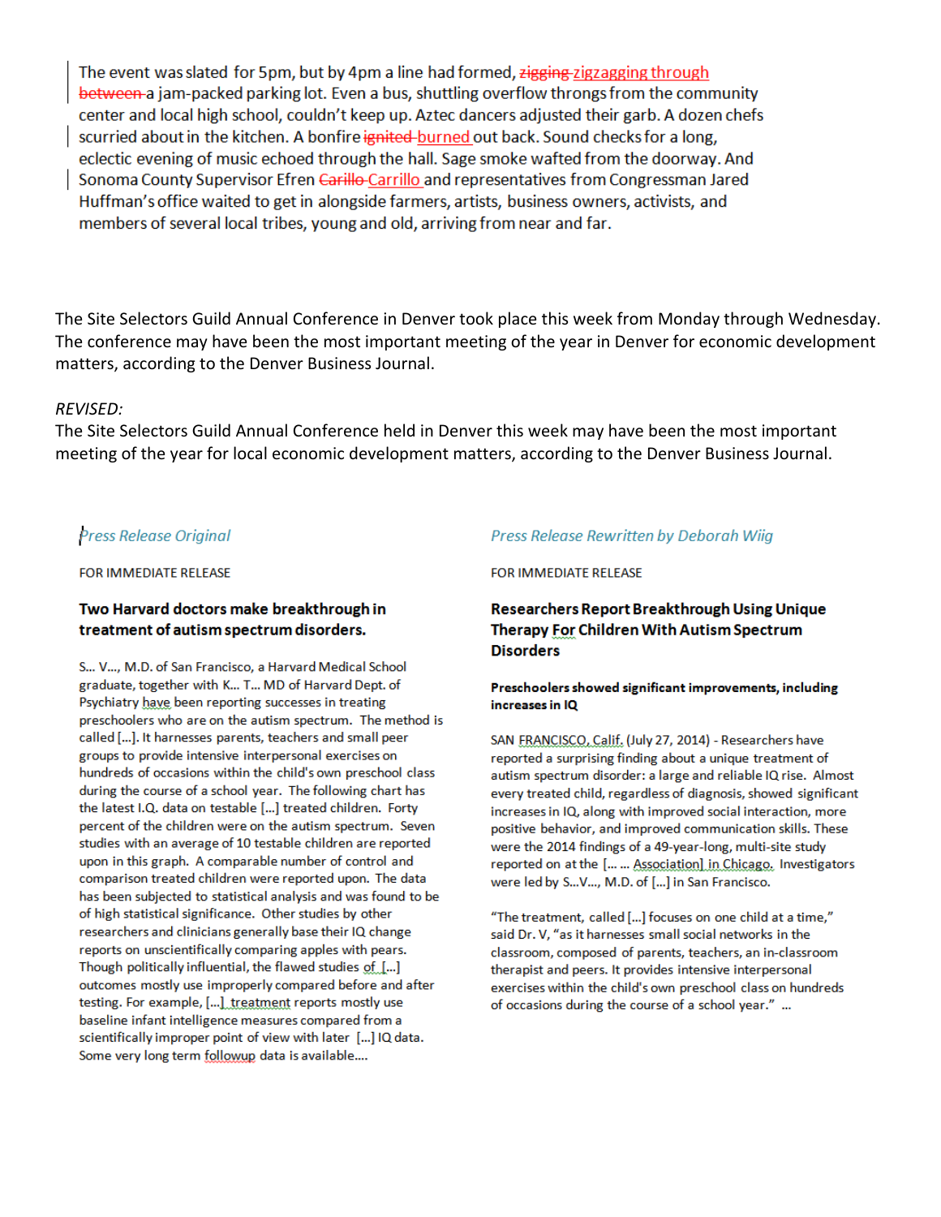The event was slated for 5pm, but by 4pm a line had formed, ~~zigging~~ zigzagging through ~~between~~ a jam-packed parking lot. Even a bus, shuttling overflow throngs from the community center and local high school, couldn't keep up. Aztec dancers adjusted their garb. A dozen chefs scurried about in the kitchen. A bonfire ~~ignited~~ burned out back. Sound checks for a long, eclectic evening of music echoed through the hall. Sage smoke wafted from the doorway. And Sonoma County Supervisor Efren ~~Carillo~~ Carrillo and representatives from Congressman Jared Huffman's office waited to get in alongside farmers, artists, business owners, activists, and members of several local tribes, young and old, arriving from near and far.

The Site Selectors Guild Annual Conference in Denver took place this week from Monday through Wednesday. The conference may have been the most important meeting of the year in Denver for economic development matters, according to the Denver Business Journal.

*REVISED:*
The Site Selectors Guild Annual Conference held in Denver this week may have been the most important meeting of the year for local economic development matters, according to the Denver Business Journal.

*Press Release Original*

FOR IMMEDIATE RELEASE

**Two Harvard doctors make breakthrough in treatment of autism spectrum disorders.**

S... V..., M.D. of San Francisco, a Harvard Medical School graduate, together with K... T... MD of Harvard Dept. of Psychiatry have been reporting successes in treating preschoolers who are on the autism spectrum. The method is called [...]. It harnesses parents, teachers and small peer groups to provide intensive interpersonal exercises on hundreds of occasions within the child's own preschool class during the course of a school year. The following chart has the latest I.Q. data on testable [...] treated children. Forty percent of the children were on the autism spectrum. Seven studies with an average of 10 testable children are reported upon in this graph. A comparable number of control and comparison treated children were reported upon. The data has been subjected to statistical analysis and was found to be of high statistical significance. Other studies by other researchers and clinicians generally base their IQ change reports on unscientifically comparing apples with pears. Though politically influential, the flawed studies of [...] outcomes mostly use improperly compared before and after testing. For example, [...] treatment reports mostly use baseline infant intelligence measures compared from a scientifically improper point of view with later [...] IQ data. Some very long term followup data is available....

*Press Release Rewritten by Deborah Wiig*

FOR IMMEDIATE RELEASE

**Researchers Report Breakthrough Using Unique Therapy For Children With Autism Spectrum Disorders**

**Preschoolers showed significant improvements, including increases in IQ**

SAN FRANCISCO, Calif. (July 27, 2014) - Researchers have reported a surprising finding about a unique treatment of autism spectrum disorder: a large and reliable IQ rise. Almost every treated child, regardless of diagnosis, showed significant increases in IQ, along with improved social interaction, more positive behavior, and improved communication skills. These were the 2014 findings of a 49-year-long, multi-site study reported on at the [... ... Association] in Chicago. Investigators were led by S...V..., M.D. of [...] in San Francisco.

"The treatment, called [...] focuses on one child at a time," said Dr. V, "as it harnesses small social networks in the classroom, composed of parents, teachers, an in-classroom therapist and peers. It provides intensive interpersonal exercises within the child's own preschool class on hundreds of occasions during the course of a school year." ...